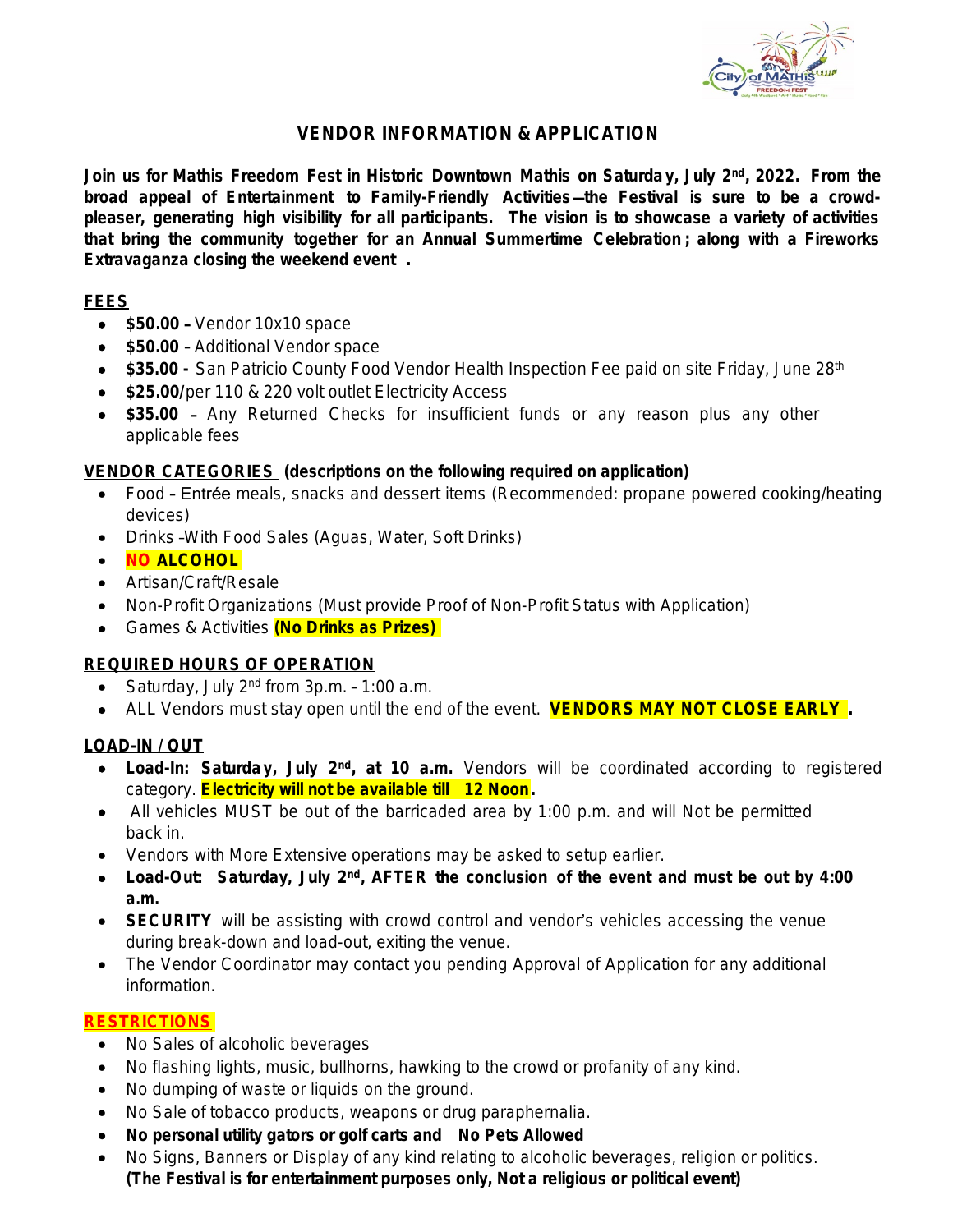# VENDOR INFORMATION & APPLICATION

**Join us for Mathis Freedom Fest in Historic Downtown Mathis on Saturday, July 2nd, 2022. From the broad appeal of Entertainment to Family-Friendly Activities—the Festival is sure to be a crowd-pleaser, generating high visibility for all participants. The vision is to showcase a variety of activities that bring the community together for an Annual Summertime Celebration; along with a Fireworks Extravaganza closing the weekend event .**

## FEES

- **$50.00 –** Vendor 10x10 space
- **$50.00** – Additional Vendor space
- **$35.00 -** San Patricio County Food Vendor Health Inspection Fee paid on site Friday, June 28th
- **$25.00**/per 110 & 220 volt outlet Electricity Access
- **$35.00 –** Any Returned Checks for insufficient funds or any reason plus any other applicable fees

## VENDOR CATEGORIES **(descriptions on the following required on application)**

- Food – Entrée meals, snacks and dessert items (Recommended: propane powered cooking/heating devices)
- Drinks –With Food Sales (Aguas, Water, Soft Drinks)
- **NO ALCOHOL**
- Artisan/Craft/Resale
- Non-Profit Organizations (Must provide Proof of Non-Profit Status with Application)
- Games & Activities **(No Drinks as Prizes)**

## REQUIRED HOURS OF OPERATION

- Saturday, July 2nd from 3p.m. – 1:00 a.m.
- ALL Vendors must stay open until the end of the event. **VENDORS MAY NOT CLOSE EARLY .**

## LOAD-IN / OUT

- **Load-In: Saturday, July 2nd, at 10 a.m.** Vendors will be coordinated according to registered category. **Electricity will not be available till 12 Noon.**
- All vehicles MUST be out of the barricaded area by 1:00 p.m. and will Not be permitted back in.
- Vendors with More Extensive operations may be asked to setup earlier.
- **Load-Out: Saturday, July 2nd, AFTER the conclusion of the event and must be out by 4:00 a.m.**
- **SECURITY** will be assisting with crowd control and vendor's vehicles accessing the venue during break-down and load-out, exiting the venue.
- The Vendor Coordinator may contact you pending Approval of Application for any additional information.

## RESTRICTIONS

- No Sales of alcoholic beverages
- No flashing lights, music, bullhorns, hawking to the crowd or profanity of any kind.
- No dumping of waste or liquids on the ground.
- No Sale of tobacco products, weapons or drug paraphernalia.
- **No personal utility gators or golf carts and No Pets Allowed**
- No Signs, Banners or Display of any kind relating to alcoholic beverages, religion or politics. **(The Festival is for entertainment purposes only, Not a religious or political event)**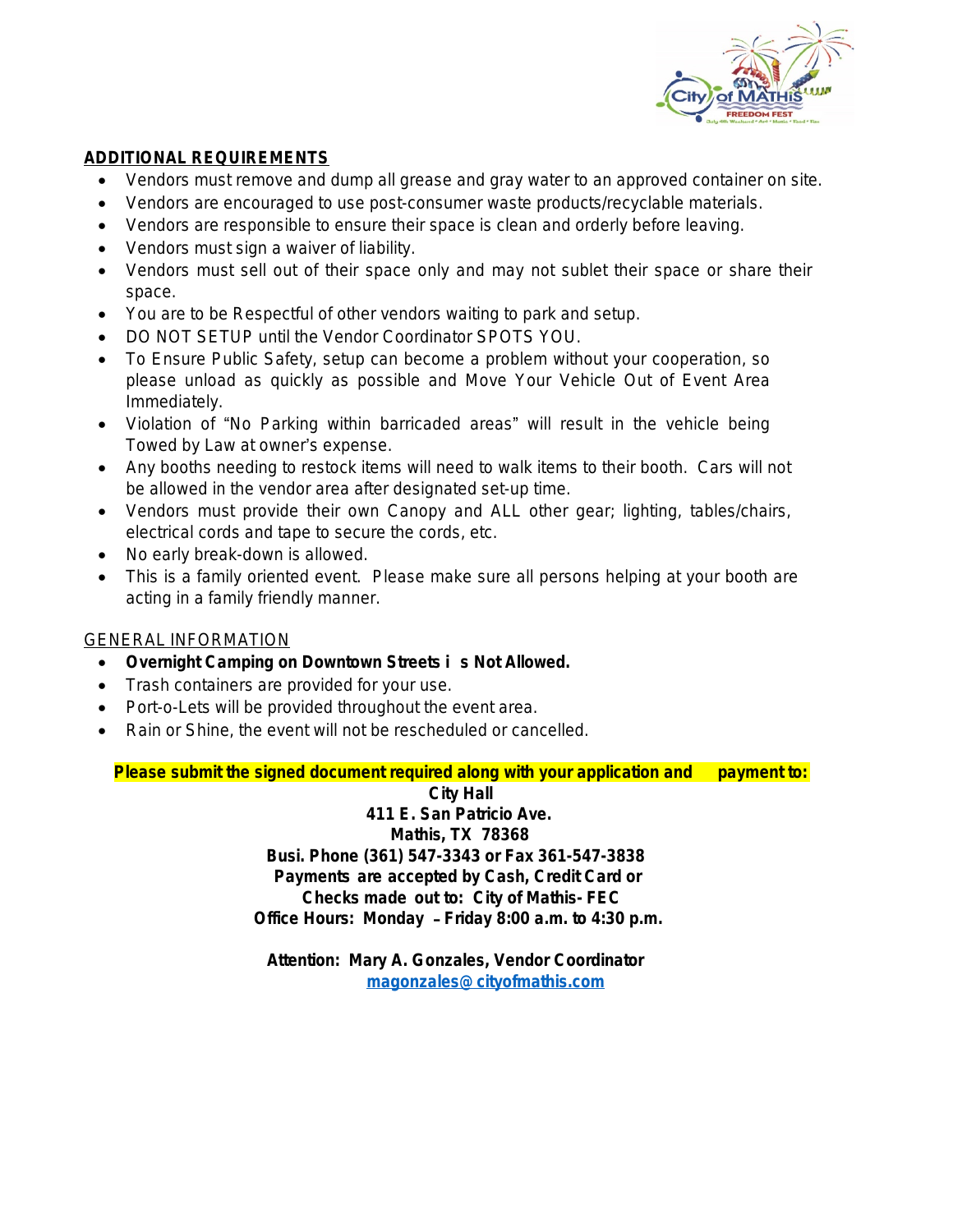## ADDITIONAL REQUIREMENTS

- Vendors must remove and dump all grease and gray water to an approved container on site.
- Vendors are encouraged to use post-consumer waste products/recyclable materials.
- Vendors are responsible to ensure their space is clean and orderly before leaving.
- Vendors must sign a waiver of liability.
- Vendors must sell out of their space only and may not sublet their space or share their space.
- You are to be Respectful of other vendors waiting to park and setup.
- DO NOT SETUP until the Vendor Coordinator SPOTS YOU.
- To Ensure Public Safety, setup can become a problem without your cooperation, so please unload as quickly as possible and Move Your Vehicle Out of Event Area Immediately.
- Violation of "No Parking within barricaded areas" will result in the vehicle being Towed by Law at owner's expense.
- Any booths needing to restock items will need to walk items to their booth. Cars will not be allowed in the vendor area after designated set-up time.
- Vendors must provide their own Canopy and ALL other gear; lighting, tables/chairs, electrical cords and tape to secure the cords, etc.
- No early break-down is allowed.
- This is a family oriented event. Please make sure all persons helping at your booth are acting in a family friendly manner.

## GENERAL INFORMATION

- **Overnight Camping on Downtown Streets is Not Allowed.**
- Trash containers are provided for your use.
- Port-o-Lets will be provided throughout the event area.
- Rain or Shine, the event will not be rescheduled or cancelled.

**Please submit the signed document required along with your application and payment to:**

**City Hall**
**411 E. San Patricio Ave.**
**Mathis, TX 78368**
**Busi. Phone (361) 547-3343 or Fax 361-547-3838**
**Payments are accepted by Cash, Credit Card or**
**Checks made out to: City of Mathis- FEC**
**Office Hours: Monday – Friday 8:00 a.m. to 4:30 p.m.**

**Attention: Mary A. Gonzales, Vendor Coordinator**
**magonzales@cityofmathis.com**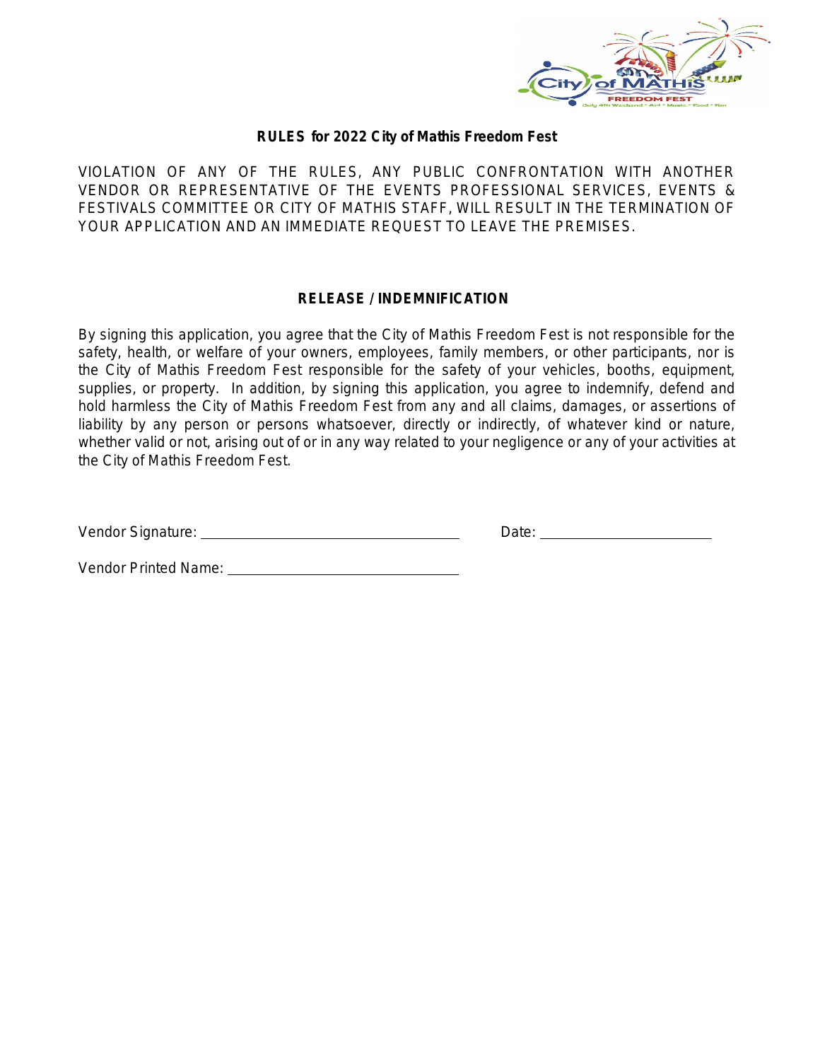## RULES for 2022 City of Mathis Freedom Fest

VIOLATION OF ANY OF THE RULES, ANY PUBLIC CONFRONTATION WITH ANOTHER VENDOR OR REPRESENTATIVE OF THE EVENTS PROFESSIONAL SERVICES, EVENTS & FESTIVALS COMMITTEE OR CITY OF MATHIS STAFF, WILL RESULT IN THE TERMINATION OF YOUR APPLICATION AND AN IMMEDIATE REQUEST TO LEAVE THE PREMISES.

## RELEASE / INDEMNIFICATION

By signing this application, you agree that the City of Mathis Freedom Fest is not responsible for the safety, health, or welfare of your owners, employees, family members, or other participants, nor is the City of Mathis Freedom Fest responsible for the safety of your vehicles, booths, equipment, supplies, or property. In addition, by signing this application, you agree to indemnify, defend and hold harmless the City of Mathis Freedom Fest from any and all claims, damages, or assertions of liability by any person or persons whatsoever, directly or indirectly, of whatever kind or nature, whether valid or not, arising out of or in any way related to your negligence or any of your activities at the City of Mathis Freedom Fest.

Vendor Signature: ______________________________ Date: ____________________

Vendor Printed Name: ___________________________